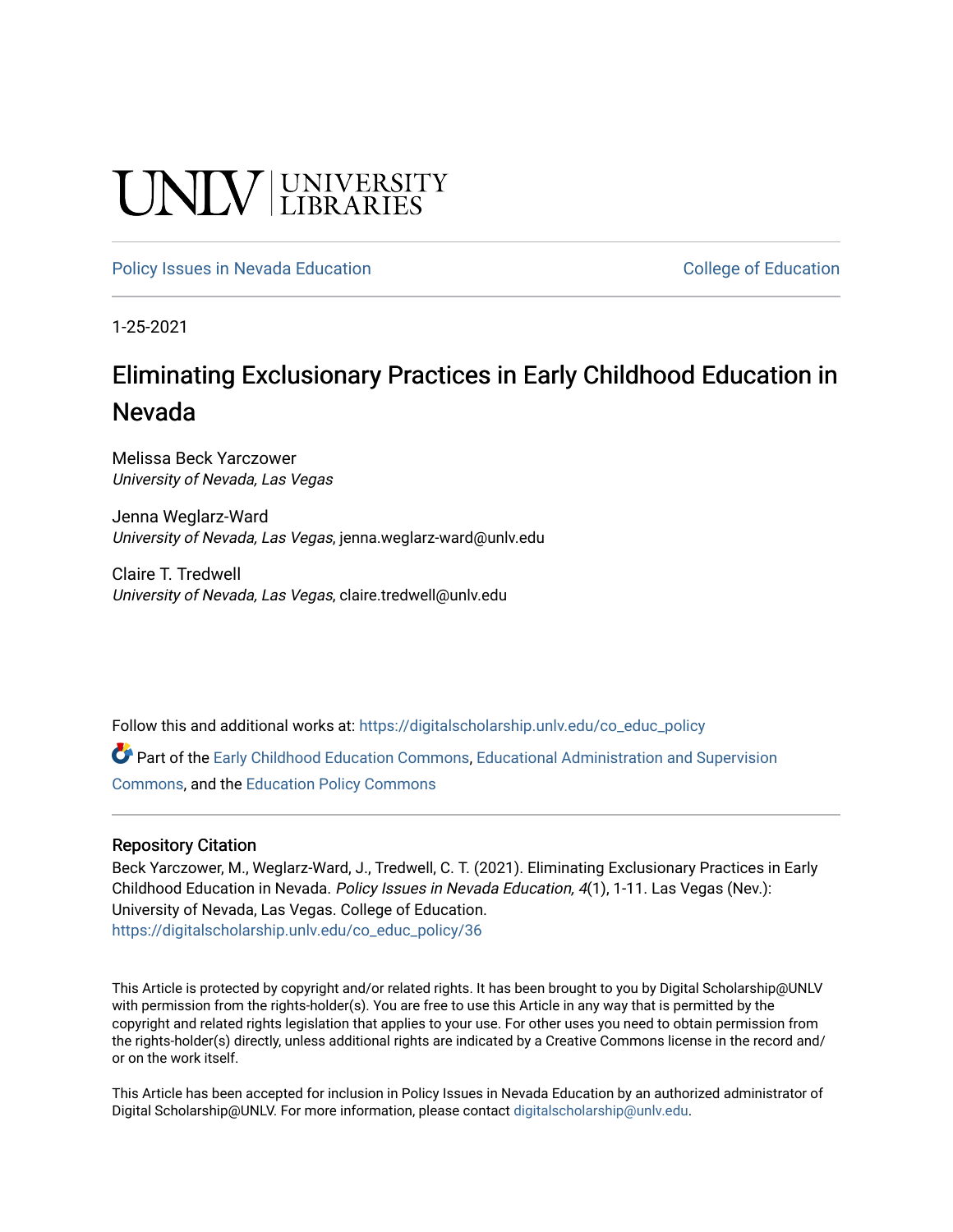UNLV | UNIVERSITY LIBRARIES

Policy Issues in Nevada Education | College of Education

1-25-2021

# Eliminating Exclusionary Practices in Early Childhood Education in Nevada

Melissa Beck Yarczower
*University of Nevada, Las Vegas*

Jenna Weglarz-Ward
*University of Nevada, Las Vegas*, jenna.weglarz-ward@unlv.edu

Claire T. Tredwell
*University of Nevada, Las Vegas*, claire.tredwell@unlv.edu

Follow this and additional works at: https://digitalscholarship.unlv.edu/co_educ_policy

Part of the Early Childhood Education Commons, Educational Administration and Supervision Commons, and the Education Policy Commons

## Repository Citation

Beck Yarczower, M., Weglarz-Ward, J., Tredwell, C. T. (2021). Eliminating Exclusionary Practices in Early Childhood Education in Nevada. *Policy Issues in Nevada Education, 4*(1), 1-11. Las Vegas (Nev.): University of Nevada, Las Vegas. College of Education.
https://digitalscholarship.unlv.edu/co_educ_policy/36

This Article is protected by copyright and/or related rights. It has been brought to you by Digital Scholarship@UNLV with permission from the rights-holder(s). You are free to use this Article in any way that is permitted by the copyright and related rights legislation that applies to your use. For other uses you need to obtain permission from the rights-holder(s) directly, unless additional rights are indicated by a Creative Commons license in the record and/or on the work itself.

This Article has been accepted for inclusion in Policy Issues in Nevada Education by an authorized administrator of Digital Scholarship@UNLV. For more information, please contact digitalscholarship@unlv.edu.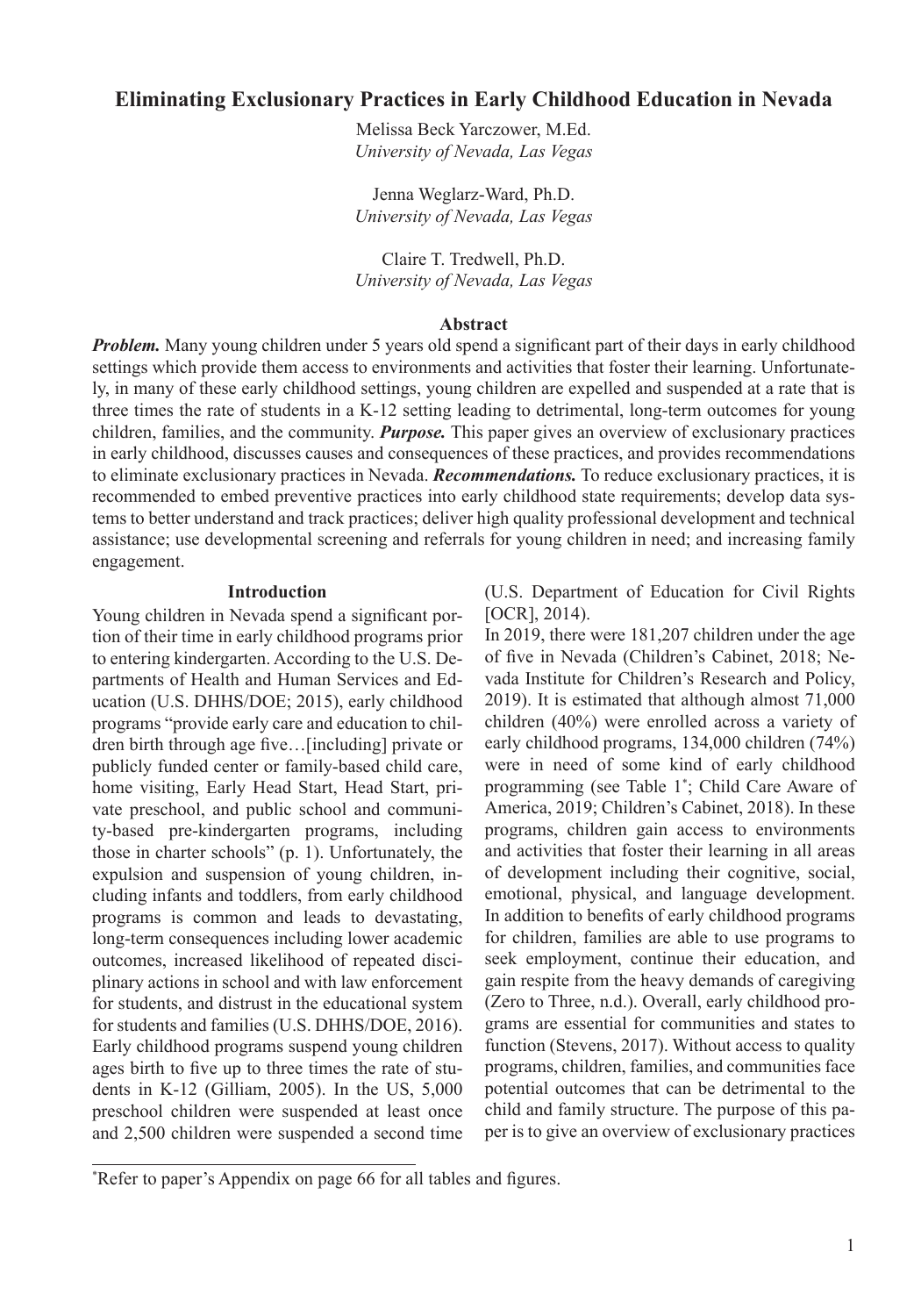# Eliminating Exclusionary Practices in Early Childhood Education in Nevada

Melissa Beck Yarczower, M.Ed.
*University of Nevada, Las Vegas*

Jenna Weglarz-Ward, Ph.D.
*University of Nevada, Las Vegas*

Claire T. Tredwell, Ph.D.
*University of Nevada, Las Vegas*

## Abstract

***Problem.*** Many young children under 5 years old spend a significant part of their days in early childhood settings which provide them access to environments and activities that foster their learning. Unfortunately, in many of these early childhood settings, young children are expelled and suspended at a rate that is three times the rate of students in a K-12 setting leading to detrimental, long-term outcomes for young children, families, and the community. ***Purpose.*** This paper gives an overview of exclusionary practices in early childhood, discusses causes and consequences of these practices, and provides recommendations to eliminate exclusionary practices in Nevada. ***Recommendations.*** To reduce exclusionary practices, it is recommended to embed preventive practices into early childhood state requirements; develop data systems to better understand and track practices; deliver high quality professional development and technical assistance; use developmental screening and referrals for young children in need; and increasing family engagement.

## Introduction

Young children in Nevada spend a significant portion of their time in early childhood programs prior to entering kindergarten. According to the U.S. Departments of Health and Human Services and Education (U.S. DHHS/DOE; 2015), early childhood programs "provide early care and education to children birth through age five…[including] private or publicly funded center or family-based child care, home visiting, Early Head Start, Head Start, private preschool, and public school and community-based pre-kindergarten programs, including those in charter schools" (p. 1). Unfortunately, the expulsion and suspension of young children, including infants and toddlers, from early childhood programs is common and leads to devastating, long-term consequences including lower academic outcomes, increased likelihood of repeated disciplinary actions in school and with law enforcement for students, and distrust in the educational system for students and families (U.S. DHHS/DOE, 2016). Early childhood programs suspend young children ages birth to five up to three times the rate of students in K-12 (Gilliam, 2005). In the US, 5,000 preschool children were suspended at least once and 2,500 children were suspended a second time (U.S. Department of Education for Civil Rights [OCR], 2014).

In 2019, there were 181,207 children under the age of five in Nevada (Children's Cabinet, 2018; Nevada Institute for Children's Research and Policy, 2019). It is estimated that although almost 71,000 children (40%) were enrolled across a variety of early childhood programs, 134,000 children (74%) were in need of some kind of early childhood programming (see Table 1*; Child Care Aware of America, 2019; Children's Cabinet, 2018). In these programs, children gain access to environments and activities that foster their learning in all areas of development including their cognitive, social, emotional, physical, and language development. In addition to benefits of early childhood programs for children, families are able to use programs to seek employment, continue their education, and gain respite from the heavy demands of caregiving (Zero to Three, n.d.). Overall, early childhood programs are essential for communities and states to function (Stevens, 2017). Without access to quality programs, children, families, and communities face potential outcomes that can be detrimental to the child and family structure. The purpose of this paper is to give an overview of exclusionary practices

*Refer to paper's Appendix on page 66 for all tables and figures.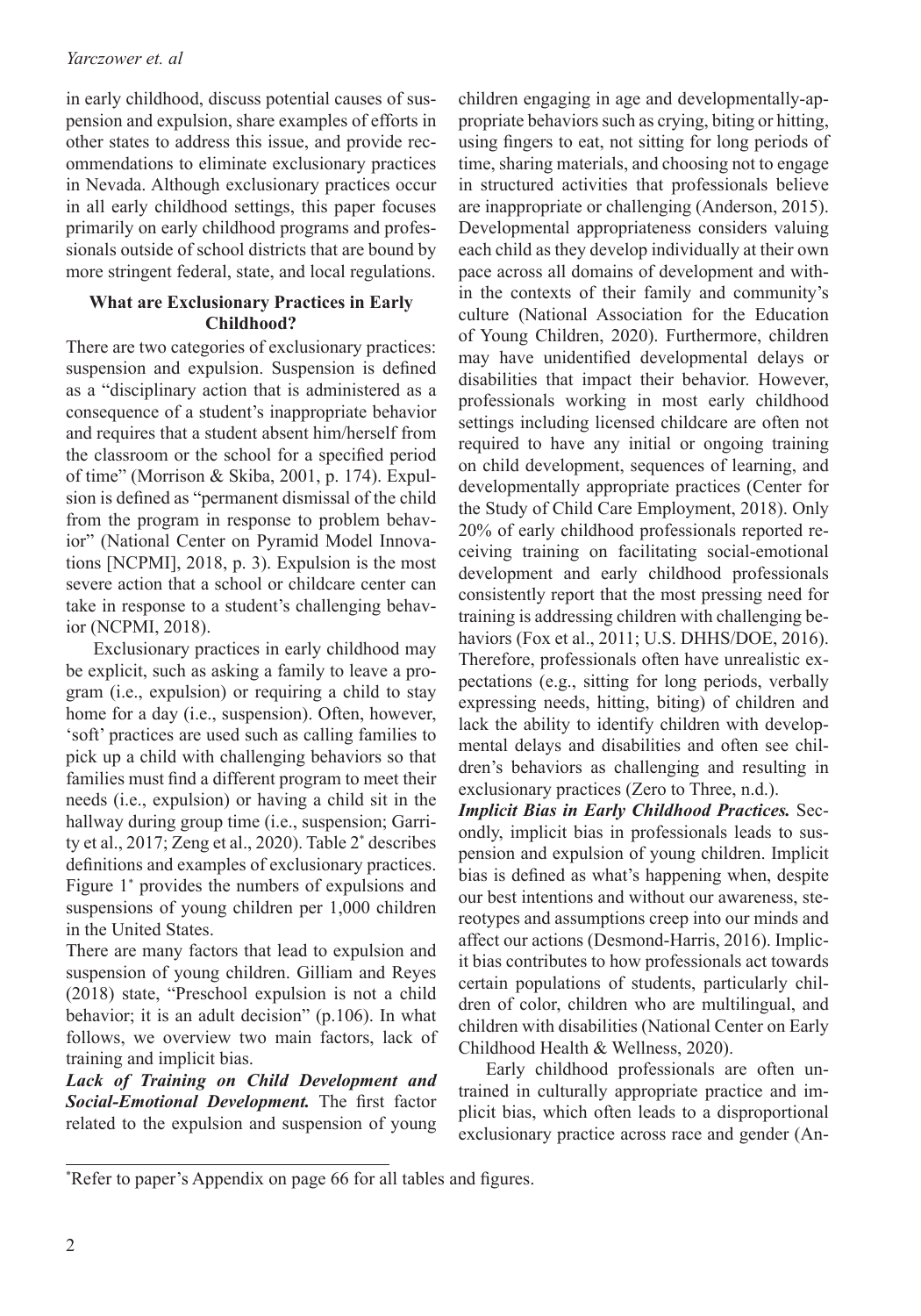in early childhood, discuss potential causes of suspension and expulsion, share examples of efforts in other states to address this issue, and provide recommendations to eliminate exclusionary practices in Nevada. Although exclusionary practices occur in all early childhood settings, this paper focuses primarily on early childhood programs and professionals outside of school districts that are bound by more stringent federal, state, and local regulations.

## What are Exclusionary Practices in Early Childhood?

There are two categories of exclusionary practices: suspension and expulsion. Suspension is defined as a "disciplinary action that is administered as a consequence of a student's inappropriate behavior and requires that a student absent him/herself from the classroom or the school for a specified period of time" (Morrison & Skiba, 2001, p. 174). Expulsion is defined as "permanent dismissal of the child from the program in response to problem behavior" (National Center on Pyramid Model Innovations [NCPMI], 2018, p. 3). Expulsion is the most severe action that a school or childcare center can take in response to a student's challenging behavior (NCPMI, 2018).

Exclusionary practices in early childhood may be explicit, such as asking a family to leave a program (i.e., expulsion) or requiring a child to stay home for a day (i.e., suspension). Often, however, 'soft' practices are used such as calling families to pick up a child with challenging behaviors so that families must find a different program to meet their needs (i.e., expulsion) or having a child sit in the hallway during group time (i.e., suspension; Garrity et al., 2017; Zeng et al., 2020). Table 2* describes definitions and examples of exclusionary practices. Figure 1* provides the numbers of expulsions and suspensions of young children per 1,000 children in the United States.

There are many factors that lead to expulsion and suspension of young children. Gilliam and Reyes (2018) state, "Preschool expulsion is not a child behavior; it is an adult decision" (p.106). In what follows, we overview two main factors, lack of training and implicit bias.

***Lack of Training on Child Development and Social-Emotional Development.*** The first factor related to the expulsion and suspension of young children engaging in age and developmentally-appropriate behaviors such as crying, biting or hitting, using fingers to eat, not sitting for long periods of time, sharing materials, and choosing not to engage in structured activities that professionals believe are inappropriate or challenging (Anderson, 2015). Developmental appropriateness considers valuing each child as they develop individually at their own pace across all domains of development and within the contexts of their family and community's culture (National Association for the Education of Young Children, 2020). Furthermore, children may have unidentified developmental delays or disabilities that impact their behavior. However, professionals working in most early childhood settings including licensed childcare are often not required to have any initial or ongoing training on child development, sequences of learning, and developmentally appropriate practices (Center for the Study of Child Care Employment, 2018). Only 20% of early childhood professionals reported receiving training on facilitating social-emotional development and early childhood professionals consistently report that the most pressing need for training is addressing children with challenging behaviors (Fox et al., 2011; U.S. DHHS/DOE, 2016). Therefore, professionals often have unrealistic expectations (e.g., sitting for long periods, verbally expressing needs, hitting, biting) of children and lack the ability to identify children with developmental delays and disabilities and often see children's behaviors as challenging and resulting in exclusionary practices (Zero to Three, n.d.).

***Implicit Bias in Early Childhood Practices.*** Secondly, implicit bias in professionals leads to suspension and expulsion of young children. Implicit bias is defined as what's happening when, despite our best intentions and without our awareness, stereotypes and assumptions creep into our minds and affect our actions (Desmond-Harris, 2016). Implicit bias contributes to how professionals act towards certain populations of students, particularly children of color, children who are multilingual, and children with disabilities (National Center on Early Childhood Health & Wellness, 2020).

Early childhood professionals are often untrained in culturally appropriate practice and implicit bias, which often leads to a disproportional exclusionary practice across race and gender (An-

*Refer to paper's Appendix on page 66 for all tables and figures.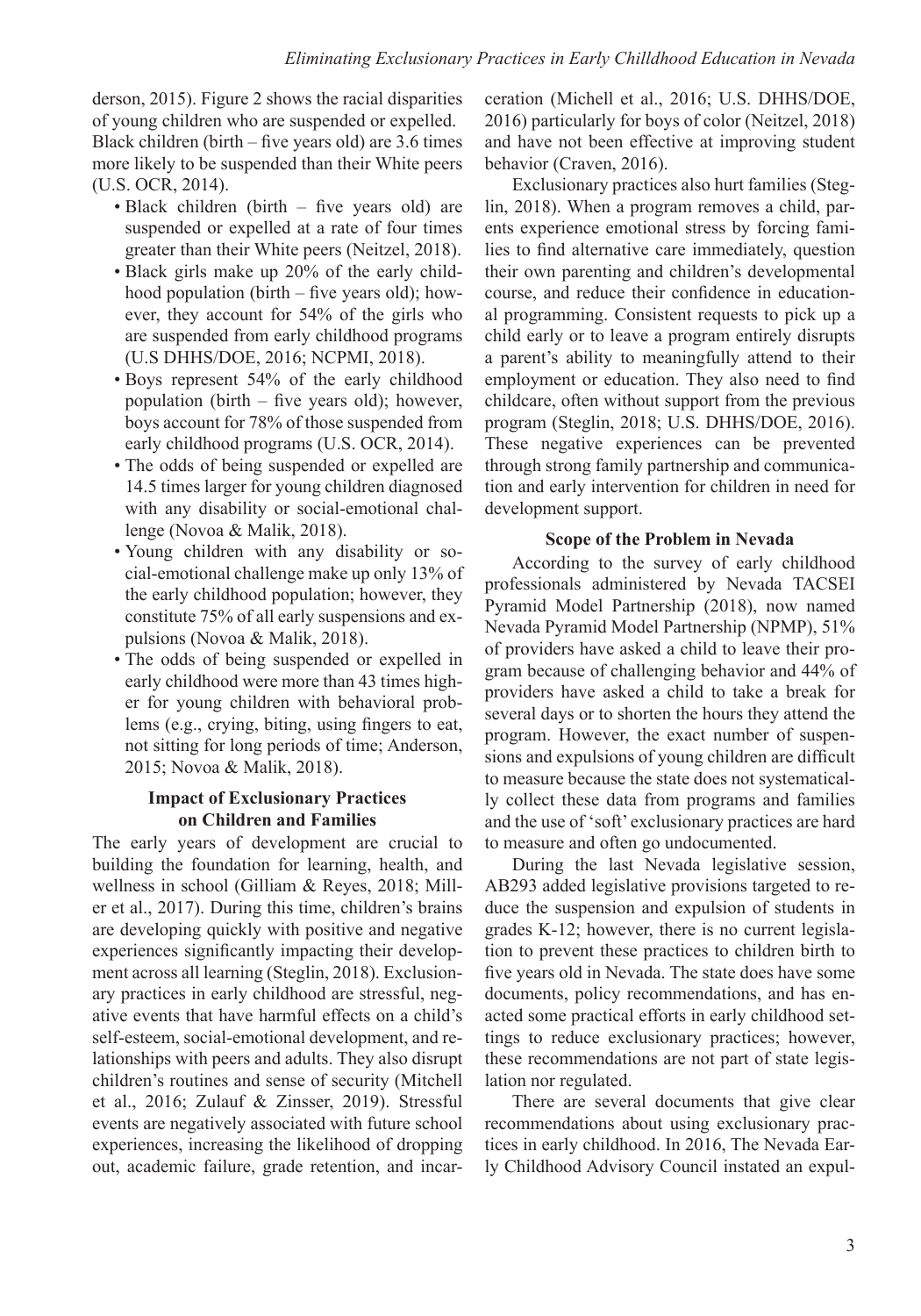derson, 2015). Figure 2 shows the racial disparities of young children who are suspended or expelled. Black children (birth – five years old) are 3.6 times more likely to be suspended than their White peers (U.S. OCR, 2014).

- Black children (birth – five years old) are suspended or expelled at a rate of four times greater than their White peers (Neitzel, 2018).
- Black girls make up 20% of the early childhood population (birth – five years old); however, they account for 54% of the girls who are suspended from early childhood programs (U.S DHHS/DOE, 2016; NCPMI, 2018).
- Boys represent 54% of the early childhood population (birth – five years old); however, boys account for 78% of those suspended from early childhood programs (U.S. OCR, 2014).
- The odds of being suspended or expelled are 14.5 times larger for young children diagnosed with any disability or social-emotional challenge (Novoa & Malik, 2018).
- Young children with any disability or social-emotional challenge make up only 13% of the early childhood population; however, they constitute 75% of all early suspensions and expulsions (Novoa & Malik, 2018).
- The odds of being suspended or expelled in early childhood were more than 43 times higher for young children with behavioral problems (e.g., crying, biting, using fingers to eat, not sitting for long periods of time; Anderson, 2015; Novoa & Malik, 2018).

**Impact of Exclusionary Practices on Children and Families**

The early years of development are crucial to building the foundation for learning, health, and wellness in school (Gilliam & Reyes, 2018; Miller et al., 2017). During this time, children's brains are developing quickly with positive and negative experiences significantly impacting their development across all learning (Steglin, 2018). Exclusionary practices in early childhood are stressful, negative events that have harmful effects on a child's self-esteem, social-emotional development, and relationships with peers and adults. They also disrupt children's routines and sense of security (Mitchell et al., 2016; Zulauf & Zinsser, 2019). Stressful events are negatively associated with future school experiences, increasing the likelihood of dropping out, academic failure, grade retention, and incarceration (Michell et al., 2016; U.S. DHHS/DOE, 2016) particularly for boys of color (Neitzel, 2018) and have not been effective at improving student behavior (Craven, 2016).

Exclusionary practices also hurt families (Steglin, 2018). When a program removes a child, parents experience emotional stress by forcing families to find alternative care immediately, question their own parenting and children's developmental course, and reduce their confidence in educational programming. Consistent requests to pick up a child early or to leave a program entirely disrupts a parent's ability to meaningfully attend to their employment or education. They also need to find childcare, often without support from the previous program (Steglin, 2018; U.S. DHHS/DOE, 2016). These negative experiences can be prevented through strong family partnership and communication and early intervention for children in need for development support.

**Scope of the Problem in Nevada**

According to the survey of early childhood professionals administered by Nevada TACSEI Pyramid Model Partnership (2018), now named Nevada Pyramid Model Partnership (NPMP), 51% of providers have asked a child to leave their program because of challenging behavior and 44% of providers have asked a child to take a break for several days or to shorten the hours they attend the program. However, the exact number of suspensions and expulsions of young children are difficult to measure because the state does not systematically collect these data from programs and families and the use of 'soft' exclusionary practices are hard to measure and often go undocumented.

During the last Nevada legislative session, AB293 added legislative provisions targeted to reduce the suspension and expulsion of students in grades K-12; however, there is no current legislation to prevent these practices to children birth to five years old in Nevada. The state does have some documents, policy recommendations, and has enacted some practical efforts in early childhood settings to reduce exclusionary practices; however, these recommendations are not part of state legislation nor regulated.

There are several documents that give clear recommendations about using exclusionary practices in early childhood. In 2016, The Nevada Early Childhood Advisory Council instated an expul-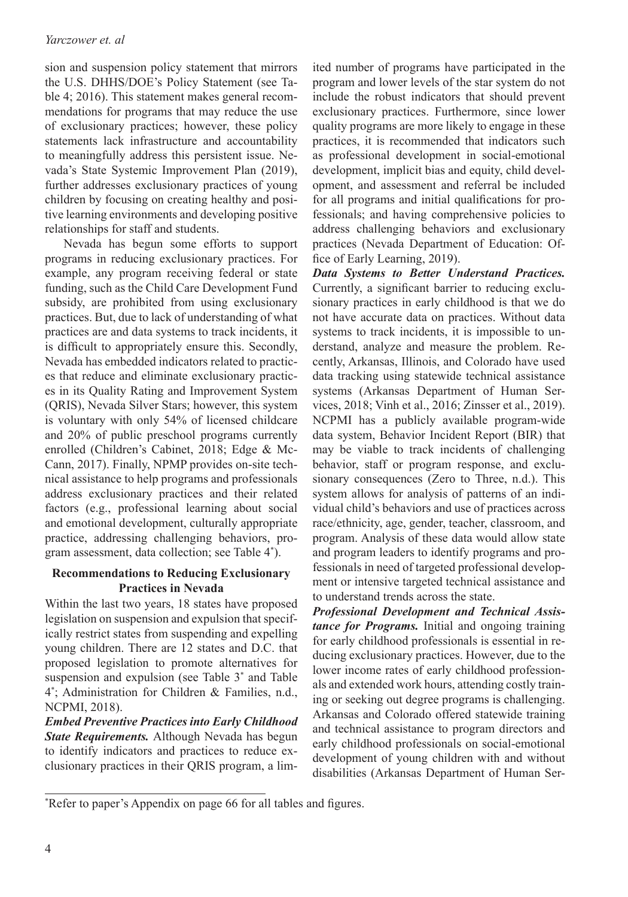sion and suspension policy statement that mirrors the U.S. DHHS/DOE's Policy Statement (see Table 4; 2016). This statement makes general recommendations for programs that may reduce the use of exclusionary practices; however, these policy statements lack infrastructure and accountability to meaningfully address this persistent issue. Nevada's State Systemic Improvement Plan (2019), further addresses exclusionary practices of young children by focusing on creating healthy and positive learning environments and developing positive relationships for staff and students.

Nevada has begun some efforts to support programs in reducing exclusionary practices. For example, any program receiving federal or state funding, such as the Child Care Development Fund subsidy, are prohibited from using exclusionary practices. But, due to lack of understanding of what practices are and data systems to track incidents, it is difficult to appropriately ensure this. Secondly, Nevada has embedded indicators related to practices that reduce and eliminate exclusionary practices in its Quality Rating and Improvement System (QRIS), Nevada Silver Stars; however, this system is voluntary with only 54% of licensed childcare and 20% of public preschool programs currently enrolled (Children's Cabinet, 2018; Edge & McCann, 2017). Finally, NPMP provides on-site technical assistance to help programs and professionals address exclusionary practices and their related factors (e.g., professional learning about social and emotional development, culturally appropriate practice, addressing challenging behaviors, program assessment, data collection; see Table 4*).

### Recommendations to Reducing Exclusionary Practices in Nevada

Within the last two years, 18 states have proposed legislation on suspension and expulsion that specifically restrict states from suspending and expelling young children. There are 12 states and D.C. that proposed legislation to promote alternatives for suspension and expulsion (see Table 3* and Table 4*; Administration for Children & Families, n.d., NCPMI, 2018).

***Embed Preventive Practices into Early Childhood State Requirements.*** Although Nevada has begun to identify indicators and practices to reduce exclusionary practices in their QRIS program, a limited number of programs have participated in the program and lower levels of the star system do not include the robust indicators that should prevent exclusionary practices. Furthermore, since lower quality programs are more likely to engage in these practices, it is recommended that indicators such as professional development in social-emotional development, implicit bias and equity, child development, and assessment and referral be included for all programs and initial qualifications for professionals; and having comprehensive policies to address challenging behaviors and exclusionary practices (Nevada Department of Education: Office of Early Learning, 2019).

***Data Systems to Better Understand Practices.*** Currently, a significant barrier to reducing exclusionary practices in early childhood is that we do not have accurate data on practices. Without data systems to track incidents, it is impossible to understand, analyze and measure the problem. Recently, Arkansas, Illinois, and Colorado have used data tracking using statewide technical assistance systems (Arkansas Department of Human Services, 2018; Vinh et al., 2016; Zinsser et al., 2019). NCPMI has a publicly available program-wide data system, Behavior Incident Report (BIR) that may be viable to track incidents of challenging behavior, staff or program response, and exclusionary consequences (Zero to Three, n.d.). This system allows for analysis of patterns of an individual child's behaviors and use of practices across race/ethnicity, age, gender, teacher, classroom, and program. Analysis of these data would allow state and program leaders to identify programs and professionals in need of targeted professional development or intensive targeted technical assistance and to understand trends across the state.

***Professional Development and Technical Assistance for Programs.*** Initial and ongoing training for early childhood professionals is essential in reducing exclusionary practices. However, due to the lower income rates of early childhood professionals and extended work hours, attending costly training or seeking out degree programs is challenging. Arkansas and Colorado offered statewide training and technical assistance to program directors and early childhood professionals on social-emotional development of young children with and without disabilities (Arkansas Department of Human Ser-

*Refer to paper's Appendix on page 66 for all tables and figures.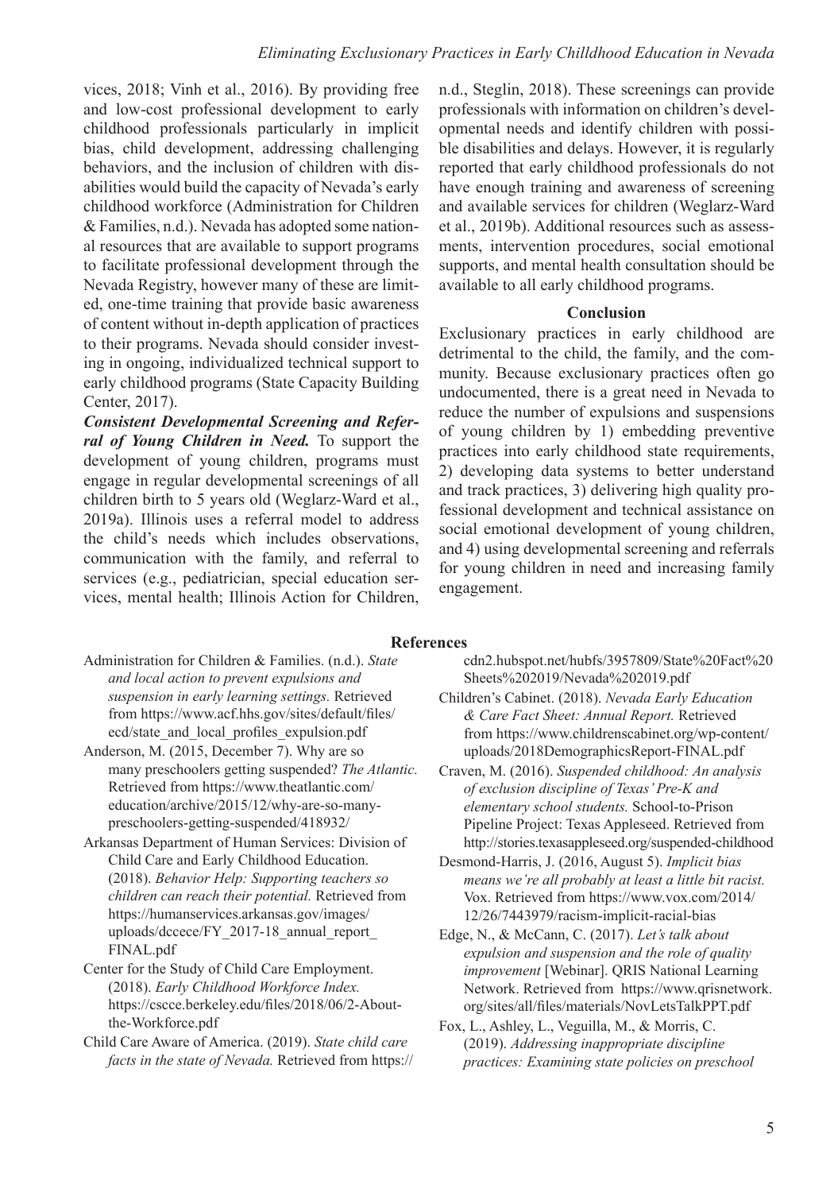vices, 2018; Vinh et al., 2016). By providing free and low-cost professional development to early childhood professionals particularly in implicit bias, child development, addressing challenging behaviors, and the inclusion of children with disabilities would build the capacity of Nevada's early childhood workforce (Administration for Children & Families, n.d.). Nevada has adopted some national resources that are available to support programs to facilitate professional development through the Nevada Registry, however many of these are limited, one-time training that provide basic awareness of content without in-depth application of practices to their programs. Nevada should consider investing in ongoing, individualized technical support to early childhood programs (State Capacity Building Center, 2017).

***Consistent Developmental Screening and Referral of Young Children in Need.*** To support the development of young children, programs must engage in regular developmental screenings of all children birth to 5 years old (Weglarz-Ward et al., 2019a). Illinois uses a referral model to address the child's needs which includes observations, communication with the family, and referral to services (e.g., pediatrician, special education services, mental health; Illinois Action for Children, n.d., Steglin, 2018). These screenings can provide professionals with information on children's developmental needs and identify children with possible disabilities and delays. However, it is regularly reported that early childhood professionals do not have enough training and awareness of screening and available services for children (Weglarz-Ward et al., 2019b). Additional resources such as assessments, intervention procedures, social emotional supports, and mental health consultation should be available to all early childhood programs.

## Conclusion

Exclusionary practices in early childhood are detrimental to the child, the family, and the community. Because exclusionary practices often go undocumented, there is a great need in Nevada to reduce the number of expulsions and suspensions of young children by 1) embedding preventive practices into early childhood state requirements, 2) developing data systems to better understand and track practices, 3) delivering high quality professional development and technical assistance on social emotional development of young children, and 4) using developmental screening and referrals for young children in need and increasing family engagement.

## References

Administration for Children & Families. (n.d.). *State and local action to prevent expulsions and suspension in early learning settings.* Retrieved from https://www.acf.hhs.gov/sites/default/files/ecd/state_and_local_profiles_expulsion.pdf

Anderson, M. (2015, December 7). Why are so many preschoolers getting suspended? *The Atlantic.* Retrieved from https://www.theatlantic.com/education/archive/2015/12/why-are-so-many-preschoolers-getting-suspended/418932/

Arkansas Department of Human Services: Division of Child Care and Early Childhood Education. (2018). *Behavior Help: Supporting teachers so children can reach their potential.* Retrieved from https://humanservices.arkansas.gov/images/uploads/dccece/FY_2017-18_annual_report_FINAL.pdf

Center for the Study of Child Care Employment. (2018). *Early Childhood Workforce Index.* https://cscce.berkeley.edu/files/2018/06/2-About-the-Workforce.pdf

Child Care Aware of America. (2019). *State child care facts in the state of Nevada.* Retrieved from https://cdn2.hubspot.net/hubfs/3957809/State%20Fact%20Sheets%202019/Nevada%202019.pdf

Children's Cabinet. (2018). *Nevada Early Education & Care Fact Sheet: Annual Report.* Retrieved from https://www.childrenscabinet.org/wp-content/uploads/2018DemographicsReport-FINAL.pdf

Craven, M. (2016). *Suspended childhood: An analysis of exclusion discipline of Texas' Pre-K and elementary school students.* School-to-Prison Pipeline Project: Texas Appleseed. Retrieved from http://stories.texasappleseed.org/suspended-childhood

Desmond-Harris, J. (2016, August 5). *Implicit bias means we're all probably at least a little bit racist.* Vox. Retrieved from https://www.vox.com/2014/12/26/7443979/racism-implicit-racial-bias

Edge, N., & McCann, C. (2017). *Let's talk about expulsion and suspension and the role of quality improvement* [Webinar]. QRIS National Learning Network. Retrieved from https://www.qrisnetwork.org/sites/all/files/materials/NovLetsTalkPPT.pdf

Fox, L., Ashley, L., Veguilla, M., & Morris, C. (2019). *Addressing inappropriate discipline practices: Examining state policies on preschool*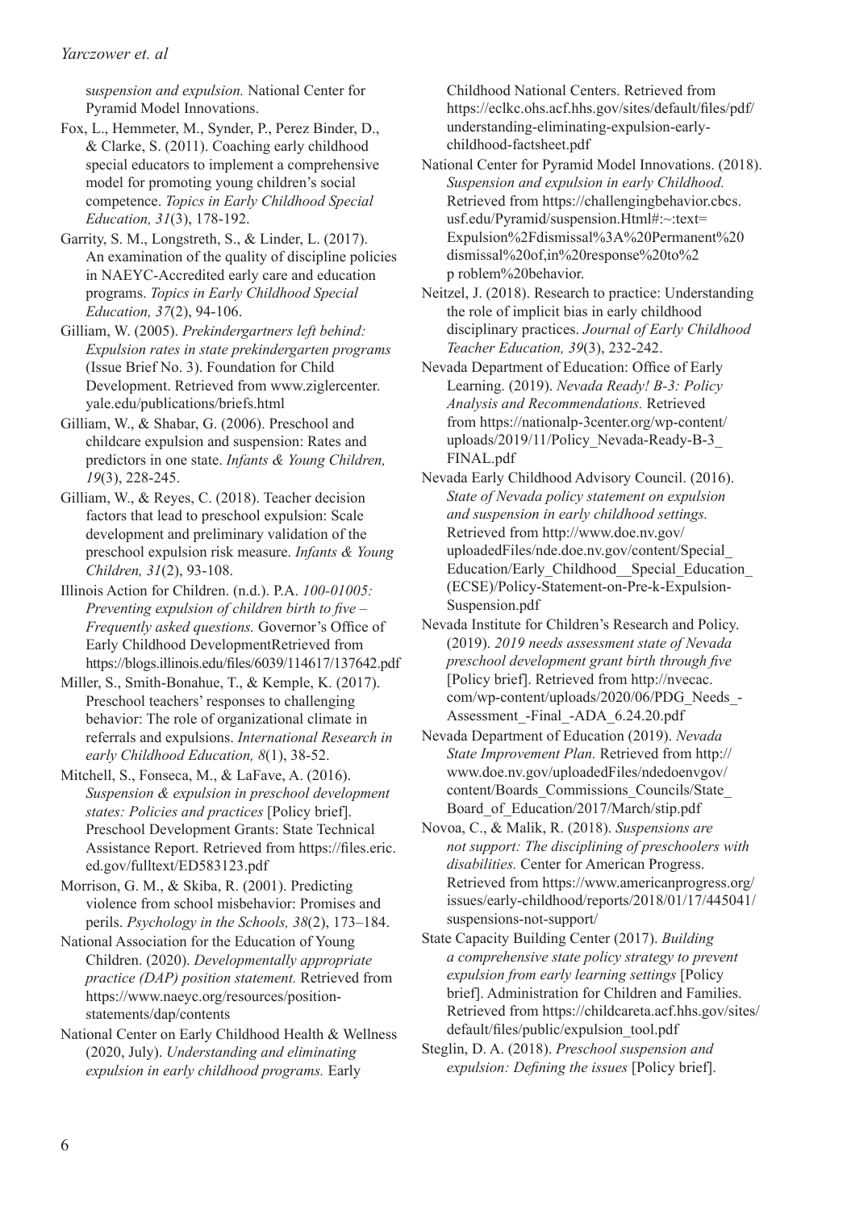s*uspension and expulsion.* National Center for Pyramid Model Innovations.

Fox, L., Hemmeter, M., Synder, P., Perez Binder, D., & Clarke, S. (2011). Coaching early childhood special educators to implement a comprehensive model for promoting young children's social competence. *Topics in Early Childhood Special Education, 31*(3), 178-192.

Garrity, S. M., Longstreth, S., & Linder, L. (2017). An examination of the quality of discipline policies in NAEYC-Accredited early care and education programs. *Topics in Early Childhood Special Education, 37*(2), 94-106.

Gilliam, W. (2005). *Prekindergartners left behind: Expulsion rates in state prekindergarten programs* (Issue Brief No. 3). Foundation for Child Development. Retrieved from www.ziglercenter.yale.edu/publications/briefs.html

Gilliam, W., & Shabar, G. (2006). Preschool and childcare expulsion and suspension: Rates and predictors in one state. *Infants & Young Children, 19*(3), 228-245.

Gilliam, W., & Reyes, C. (2018). Teacher decision factors that lead to preschool expulsion: Scale development and preliminary validation of the preschool expulsion risk measure. *Infants & Young Children, 31*(2), 93-108.

Illinois Action for Children. (n.d.). P.A. *100-01005: Preventing expulsion of children birth to five – Frequently asked questions.* Governor's Office of Early Childhood DevelopmentRetrieved from https://blogs.illinois.edu/files/6039/114617/137642.pdf

Miller, S., Smith-Bonahue, T., & Kemple, K. (2017). Preschool teachers' responses to challenging behavior: The role of organizational climate in referrals and expulsions. *International Research in early Childhood Education, 8*(1), 38-52.

Mitchell, S., Fonseca, M., & LaFave, A. (2016). *Suspension & expulsion in preschool development states: Policies and practices* [Policy brief]. Preschool Development Grants: State Technical Assistance Report. Retrieved from https://files.eric.ed.gov/fulltext/ED583123.pdf

Morrison, G. M., & Skiba, R. (2001). Predicting violence from school misbehavior: Promises and perils. *Psychology in the Schools, 38*(2), 173–184.

National Association for the Education of Young Children. (2020). *Developmentally appropriate practice (DAP) position statement.* Retrieved from https://www.naeyc.org/resources/position-statements/dap/contents

National Center on Early Childhood Health & Wellness (2020, July). *Understanding and eliminating expulsion in early childhood programs.* Early Childhood National Centers. Retrieved from https://eclkc.ohs.acf.hhs.gov/sites/default/files/pdf/understanding-eliminating-expulsion-early-childhood-factsheet.pdf

National Center for Pyramid Model Innovations. (2018). *Suspension and expulsion in early Childhood.* Retrieved from https://challengingbehavior.cbcs.usf.edu/Pyramid/suspension.Html#:~:text=Expulsion%2Fdismissal%3A%20Permanent%20dismissal%20of,in%20response%20to%2p roblem%20behavior.

Neitzel, J. (2018). Research to practice: Understanding the role of implicit bias in early childhood disciplinary practices. *Journal of Early Childhood Teacher Education, 39*(3), 232-242.

Nevada Department of Education: Office of Early Learning. (2019). *Nevada Ready! B-3: Policy Analysis and Recommendations.* Retrieved from https://nationalp-3center.org/wp-content/uploads/2019/11/Policy_Nevada-Ready-B-3_FINAL.pdf

Nevada Early Childhood Advisory Council. (2016). *State of Nevada policy statement on expulsion and suspension in early childhood settings.* Retrieved from http://www.doe.nv.gov/uploadedFiles/nde.doe.nv.gov/content/Special_Education/Early_Childhood__Special_Education_(ECSE)/Policy-Statement-on-Pre-k-Expulsion-Suspension.pdf

Nevada Institute for Children's Research and Policy. (2019). *2019 needs assessment state of Nevada preschool development grant birth through five* [Policy brief]. Retrieved from http://nvecac.com/wp-content/uploads/2020/06/PDG_Needs_-Assessment_-Final_-ADA_6.24.20.pdf

Nevada Department of Education (2019). *Nevada State Improvement Plan.* Retrieved from http://www.doe.nv.gov/uploadedFiles/ndedoenvgov/content/Boards_Commissions_Councils/State_Board_of_Education/2017/March/stip.pdf

Novoa, C., & Malik, R. (2018). *Suspensions are not support: The disciplining of preschoolers with disabilities.* Center for American Progress. Retrieved from https://www.americanprogress.org/issues/early-childhood/reports/2018/01/17/445041/suspensions-not-support/

State Capacity Building Center (2017). *Building a comprehensive state policy strategy to prevent expulsion from early learning settings* [Policy brief]. Administration for Children and Families. Retrieved from https://childcareta.acf.hhs.gov/sites/default/files/public/expulsion_tool.pdf

Steglin, D. A. (2018). *Preschool suspension and expulsion: Defining the issues* [Policy brief].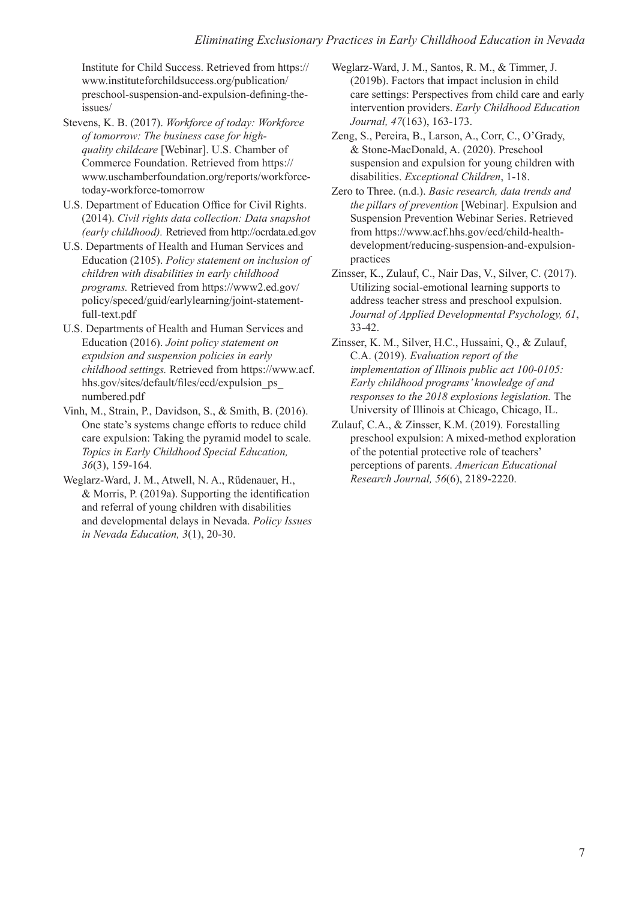Institute for Child Success. Retrieved from https://www.instituteforchildsuccess.org/publication/preschool-suspension-and-expulsion-defining-the-issues/

Stevens, K. B. (2017). *Workforce of today: Workforce of tomorrow: The business case for high-quality childcare* [Webinar]. U.S. Chamber of Commerce Foundation. Retrieved from https://www.uschamberfoundation.org/reports/workforce-today-workforce-tomorrow

U.S. Department of Education Office for Civil Rights. (2014). *Civil rights data collection: Data snapshot (early childhood).* Retrieved from http://ocrdata.ed.gov

U.S. Departments of Health and Human Services and Education (2105). *Policy statement on inclusion of children with disabilities in early childhood programs.* Retrieved from https://www2.ed.gov/policy/speced/guid/earlylearning/joint-statement-full-text.pdf

U.S. Departments of Health and Human Services and Education (2016). *Joint policy statement on expulsion and suspension policies in early childhood settings.* Retrieved from https://www.acf.hhs.gov/sites/default/files/ecd/expulsion_ps_numbered.pdf

Vinh, M., Strain, P., Davidson, S., & Smith, B. (2016). One state's systems change efforts to reduce child care expulsion: Taking the pyramid model to scale. *Topics in Early Childhood Special Education, 36*(3), 159-164.

Weglarz-Ward, J. M., Atwell, N. A., Rüdenauer, H., & Morris, P. (2019a). Supporting the identification and referral of young children with disabilities and developmental delays in Nevada. *Policy Issues in Nevada Education, 3*(1), 20-30.

Weglarz-Ward, J. M., Santos, R. M., & Timmer, J. (2019b). Factors that impact inclusion in child care settings: Perspectives from child care and early intervention providers. *Early Childhood Education Journal, 47*(163), 163-173.

Zeng, S., Pereira, B., Larson, A., Corr, C., O'Grady, & Stone-MacDonald, A. (2020). Preschool suspension and expulsion for young children with disabilities. *Exceptional Children*, 1-18.

Zero to Three. (n.d.). *Basic research, data trends and the pillars of prevention* [Webinar]. Expulsion and Suspension Prevention Webinar Series. Retrieved from https://www.acf.hhs.gov/ecd/child-health-development/reducing-suspension-and-expulsion-practices

Zinsser, K., Zulauf, C., Nair Das, V., Silver, C. (2017). Utilizing social-emotional learning supports to address teacher stress and preschool expulsion. *Journal of Applied Developmental Psychology, 61*, 33-42.

Zinsser, K. M., Silver, H.C., Hussaini, Q., & Zulauf, C.A. (2019). *Evaluation report of the implementation of Illinois public act 100-0105: Early childhood programs' knowledge of and responses to the 2018 explosions legislation.* The University of Illinois at Chicago, Chicago, IL.

Zulauf, C.A., & Zinsser, K.M. (2019). Forestalling preschool expulsion: A mixed-method exploration of the potential protective role of teachers' perceptions of parents. *American Educational Research Journal, 56*(6), 2189-2220.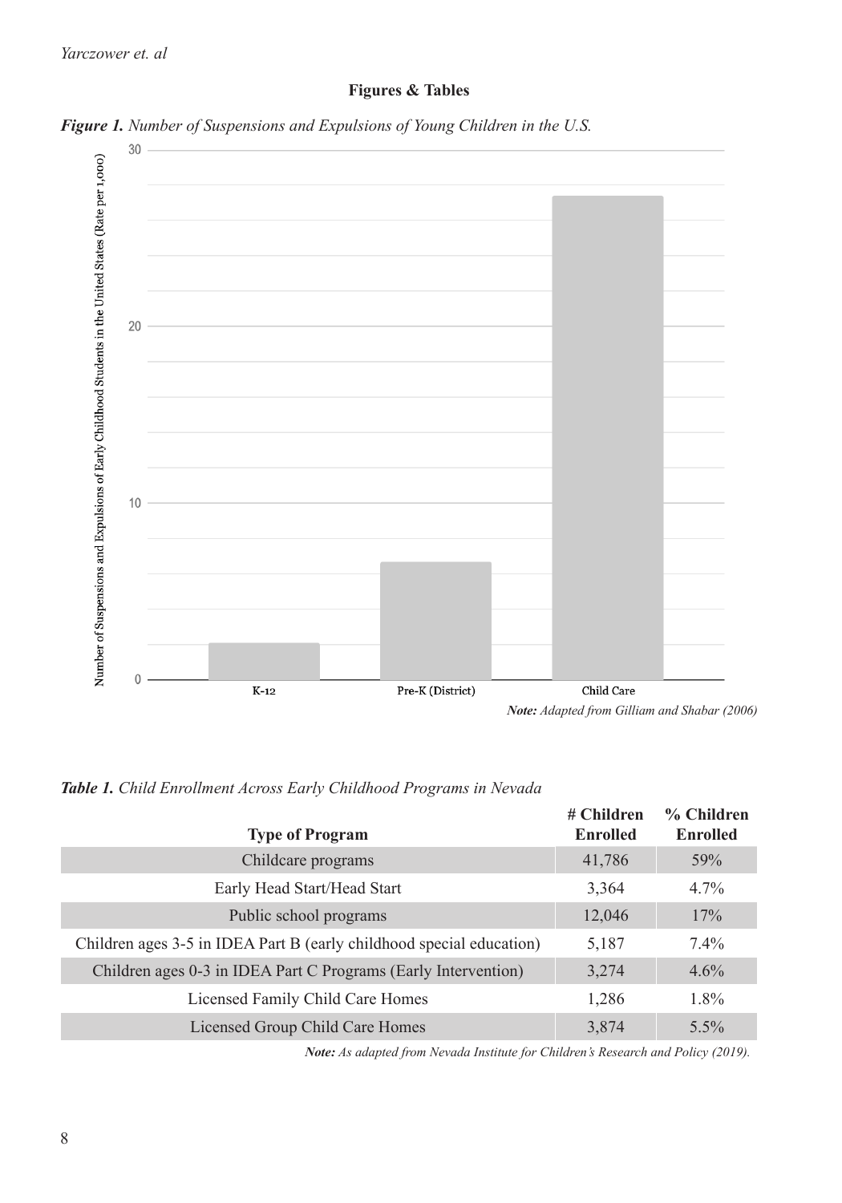**Figures & Tables**

***Figure 1.*** *Number of Suspensions and Expulsions of Young Children in the U.S.*

***Note:*** *Adapted from Gilliam and Shabar (2006)*

***Table 1.*** *Child Enrollment Across Early Childhood Programs in Nevada*

| Type of Program | # Children Enrolled | % Children Enrolled |
|---|---|---|
| Childcare programs | 41,786 | 59% |
| Early Head Start/Head Start | 3,364 | 4.7% |
| Public school programs | 12,046 | 17% |
| Children ages 3-5 in IDEA Part B (early childhood special education) | 5,187 | 7.4% |
| Children ages 0-3 in IDEA Part C Programs (Early Intervention) | 3,274 | 4.6% |
| Licensed Family Child Care Homes | 1,286 | 1.8% |
| Licensed Group Child Care Homes | 3,874 | 5.5% |

***Note:*** *As adapted from Nevada Institute for Children's Research and Policy (2019).*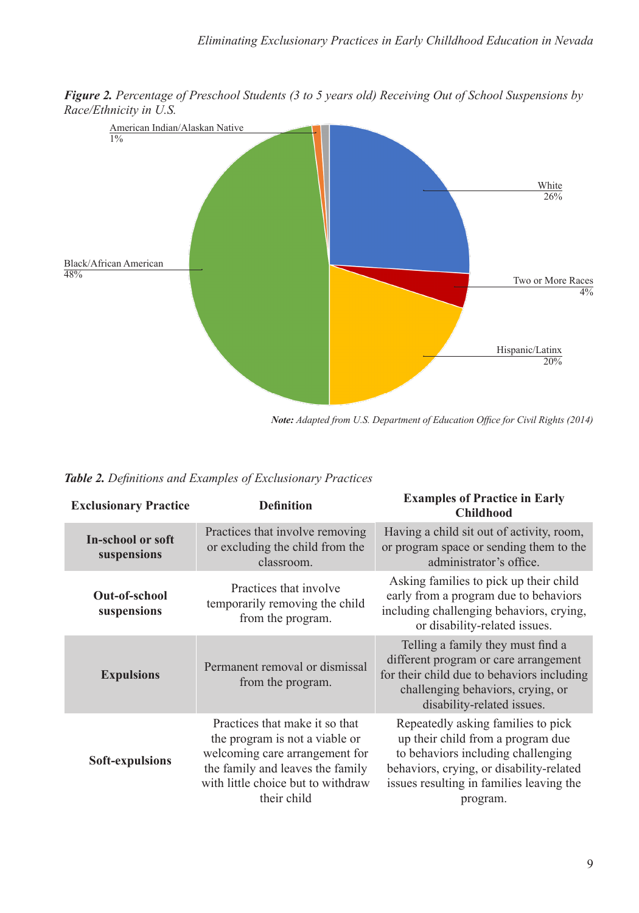***Figure 2.*** *Percentage of Preschool Students (3 to 5 years old) Receiving Out of School Suspensions by Race/Ethnicity in U.S.*

American Indian/Alaskan Native 1%

White 26%

Two or More Races 4%

Hispanic/Latinx 20%

Black/African American 48%

***Note:*** *Adapted from U.S. Department of Education Office for Civil Rights (2014)*

***Table 2.*** *Definitions and Examples of Exclusionary Practices*

| Exclusionary Practice | Definition | Examples of Practice in Early Childhood |
|---|---|---|
| **In-school or soft suspensions** | Practices that involve removing or excluding the child from the classroom. | Having a child sit out of activity, room, or program space or sending them to the administrator's office. |
| **Out-of-school suspensions** | Practices that involve temporarily removing the child from the program. | Asking families to pick up their child early from a program due to behaviors including challenging behaviors, crying, or disability-related issues. |
| **Expulsions** | Permanent removal or dismissal from the program. | Telling a family they must find a different program or care arrangement for their child due to behaviors including challenging behaviors, crying, or disability-related issues. |
| **Soft-expulsions** | Practices that make it so that the program is not a viable or welcoming care arrangement for the family and leaves the family with little choice but to withdraw their child | Repeatedly asking families to pick up their child from a program due to behaviors including challenging behaviors, crying, or disability-related issues resulting in families leaving the program. |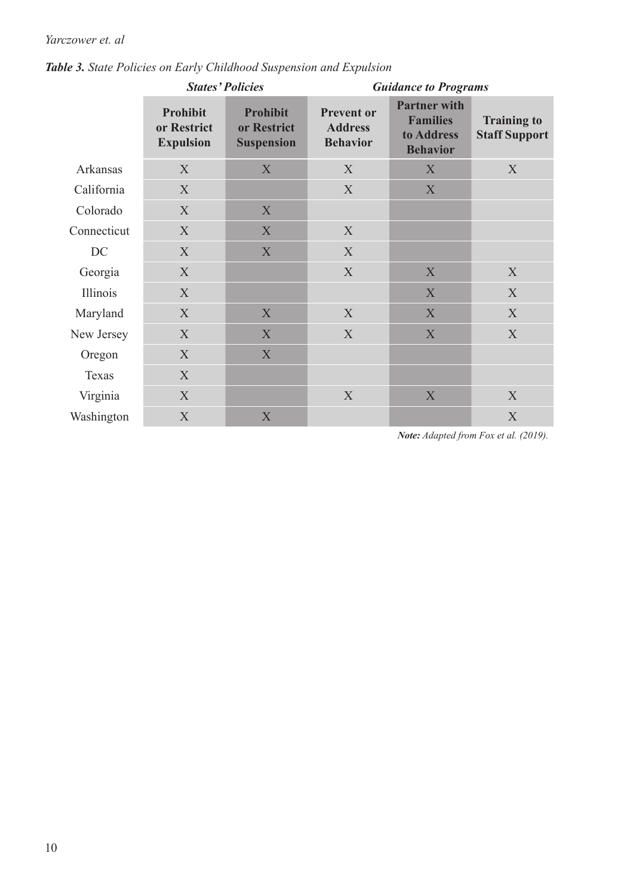***Table 3.*** *State Policies on Early Childhood Suspension and Expulsion*

| | ***States' Policies*** | | ***Guidance to Programs*** | | |
|---|---|---|---|---|---|
| | **Prohibit or Restrict Expulsion** | **Prohibit or Restrict Suspension** | **Prevent or Address Behavior** | **Partner with Families to Address Behavior** | **Training to Staff Support** |
| Arkansas | X | X | X | X | X |
| California | X | | X | X | |
| Colorado | X | X | | | |
| Connecticut | X | X | X | | |
| DC | X | X | X | | |
| Georgia | X | | X | X | X |
| Illinois | X | | | X | X |
| Maryland | X | X | X | X | X |
| New Jersey | X | X | X | X | X |
| Oregon | X | X | | | |
| Texas | X | | | | |
| Virginia | X | | X | X | X |
| Washington | X | X | | | X |

***Note:*** *Adapted from Fox et al. (2019).*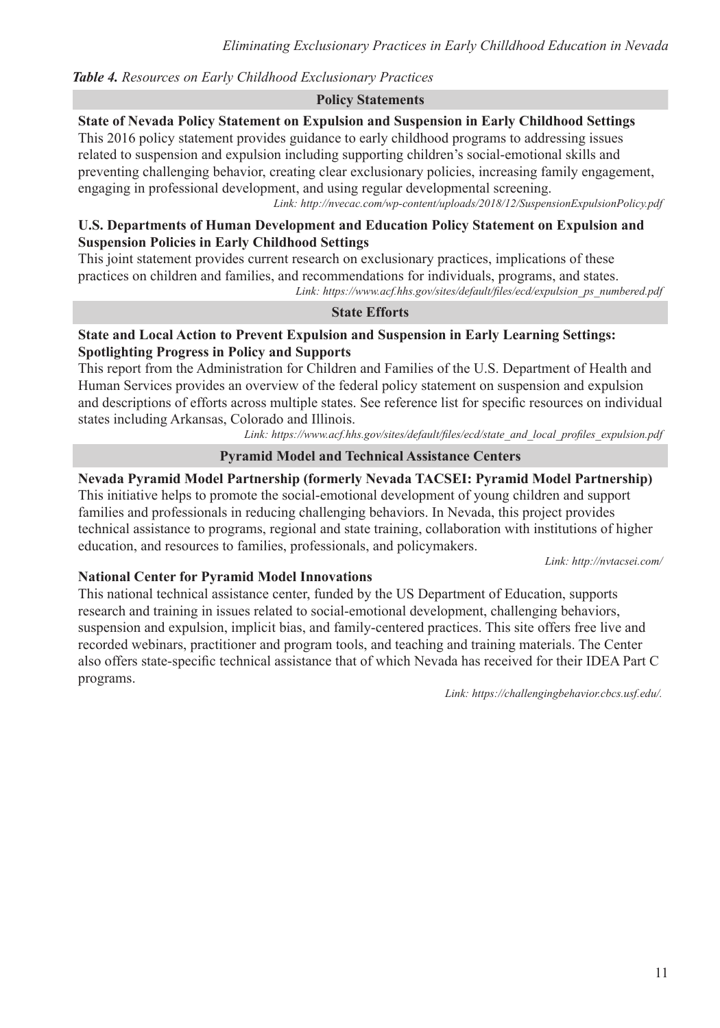*Table 4. Resources on Early Childhood Exclusionary Practices*

**Policy Statements**

**State of Nevada Policy Statement on Expulsion and Suspension in Early Childhood Settings**
This 2016 policy statement provides guidance to early childhood programs to addressing issues related to suspension and expulsion including supporting children's social-emotional skills and preventing challenging behavior, creating clear exclusionary policies, increasing family engagement, engaging in professional development, and using regular developmental screening.

*Link: http://nvecac.com/wp-content/uploads/2018/12/SuspensionExpulsionPolicy.pdf*

**U.S. Departments of Human Development and Education Policy Statement on Expulsion and Suspension Policies in Early Childhood Settings**
This joint statement provides current research on exclusionary practices, implications of these practices on children and families, and recommendations for individuals, programs, and states.

*Link: https://www.acf.hhs.gov/sites/default/files/ecd/expulsion_ps_numbered.pdf*

**State Efforts**

**State and Local Action to Prevent Expulsion and Suspension in Early Learning Settings: Spotlighting Progress in Policy and Supports**
This report from the Administration for Children and Families of the U.S. Department of Health and Human Services provides an overview of the federal policy statement on suspension and expulsion and descriptions of efforts across multiple states. See reference list for specific resources on individual states including Arkansas, Colorado and Illinois.

*Link: https://www.acf.hhs.gov/sites/default/files/ecd/state_and_local_profiles_expulsion.pdf*

**Pyramid Model and Technical Assistance Centers**

**Nevada Pyramid Model Partnership (formerly Nevada TACSEI: Pyramid Model Partnership)**
This initiative helps to promote the social-emotional development of young children and support families and professionals in reducing challenging behaviors. In Nevada, this project provides technical assistance to programs, regional and state training, collaboration with institutions of higher education, and resources to families, professionals, and policymakers.

*Link: http://nvtacsei.com/*

**National Center for Pyramid Model Innovations**
This national technical assistance center, funded by the US Department of Education, supports research and training in issues related to social-emotional development, challenging behaviors, suspension and expulsion, implicit bias, and family-centered practices. This site offers free live and recorded webinars, practitioner and program tools, and teaching and training materials. The Center also offers state-specific technical assistance that of which Nevada has received for their IDEA Part C programs.

*Link: https://challengingbehavior.cbcs.usf.edu/.*